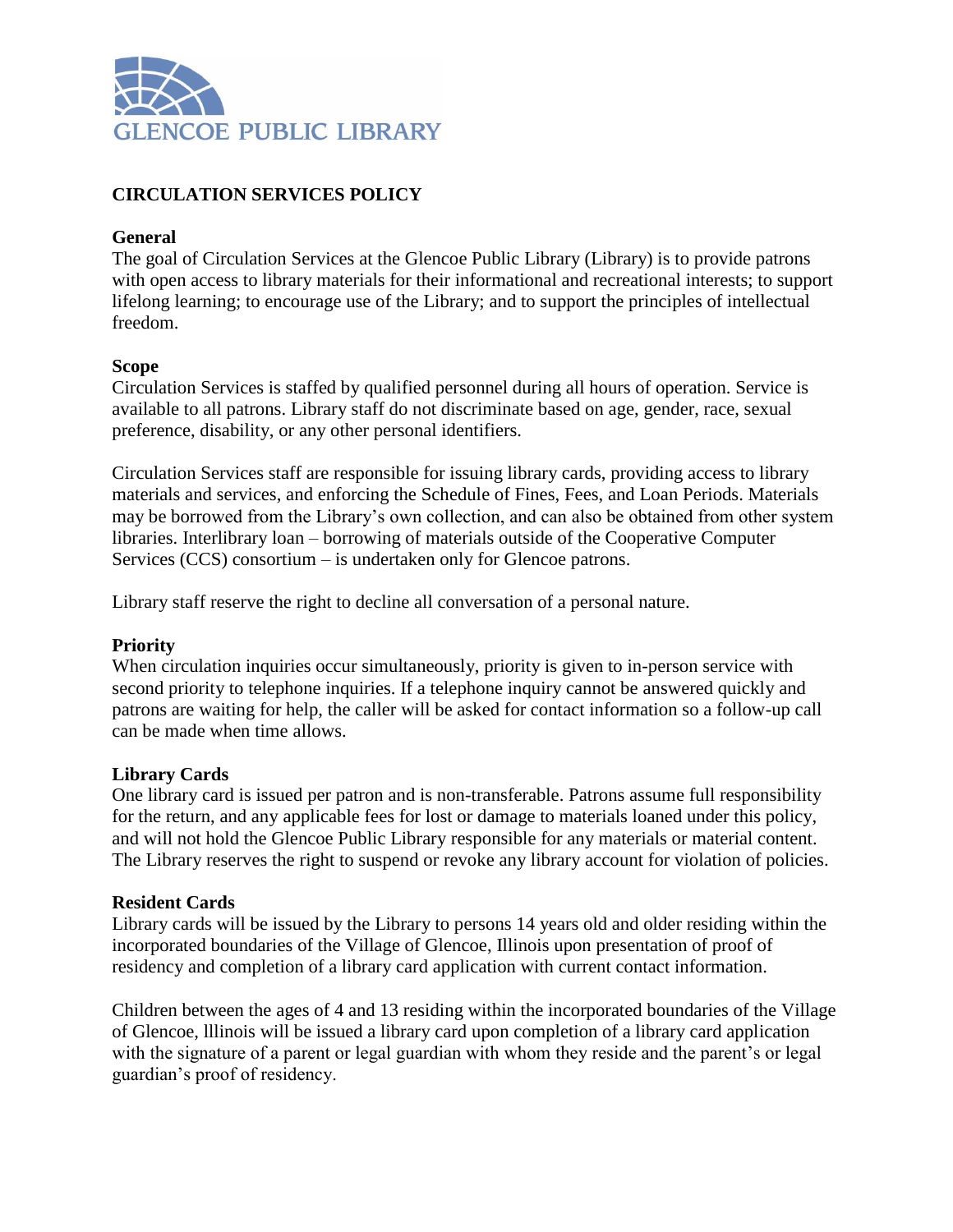GLENCOE PUBLIC LIBRARY

## CIRCULATION SERVICES POLICY

### General

The goal of Circulation Services at the Glencoe Public Library (Library) is to provide patrons with open access to library materials for their informational and recreational interests; to support lifelong learning; to encourage use of the Library; and to support the principles of intellectual freedom.

### Scope

Circulation Services is staffed by qualified personnel during all hours of operation. Service is available to all patrons. Library staff do not discriminate based on age, gender, race, sexual preference, disability, or any other personal identifiers.

Circulation Services staff are responsible for issuing library cards, providing access to library materials and services, and enforcing the Schedule of Fines, Fees, and Loan Periods. Materials may be borrowed from the Library's own collection, and can also be obtained from other system libraries. Interlibrary loan – borrowing of materials outside of the Cooperative Computer Services (CCS) consortium – is undertaken only for Glencoe patrons.

Library staff reserve the right to decline all conversation of a personal nature.

### Priority

When circulation inquiries occur simultaneously, priority is given to in-person service with second priority to telephone inquiries. If a telephone inquiry cannot be answered quickly and patrons are waiting for help, the caller will be asked for contact information so a follow-up call can be made when time allows.

### Library Cards

One library card is issued per patron and is non-transferable. Patrons assume full responsibility for the return, and any applicable fees for lost or damage to materials loaned under this policy, and will not hold the Glencoe Public Library responsible for any materials or material content. The Library reserves the right to suspend or revoke any library account for violation of policies.

### Resident Cards

Library cards will be issued by the Library to persons 14 years old and older residing within the incorporated boundaries of the Village of Glencoe, Illinois upon presentation of proof of residency and completion of a library card application with current contact information.

Children between the ages of 4 and 13 residing within the incorporated boundaries of the Village of Glencoe, lllinois will be issued a library card upon completion of a library card application with the signature of a parent or legal guardian with whom they reside and the parent's or legal guardian's proof of residency.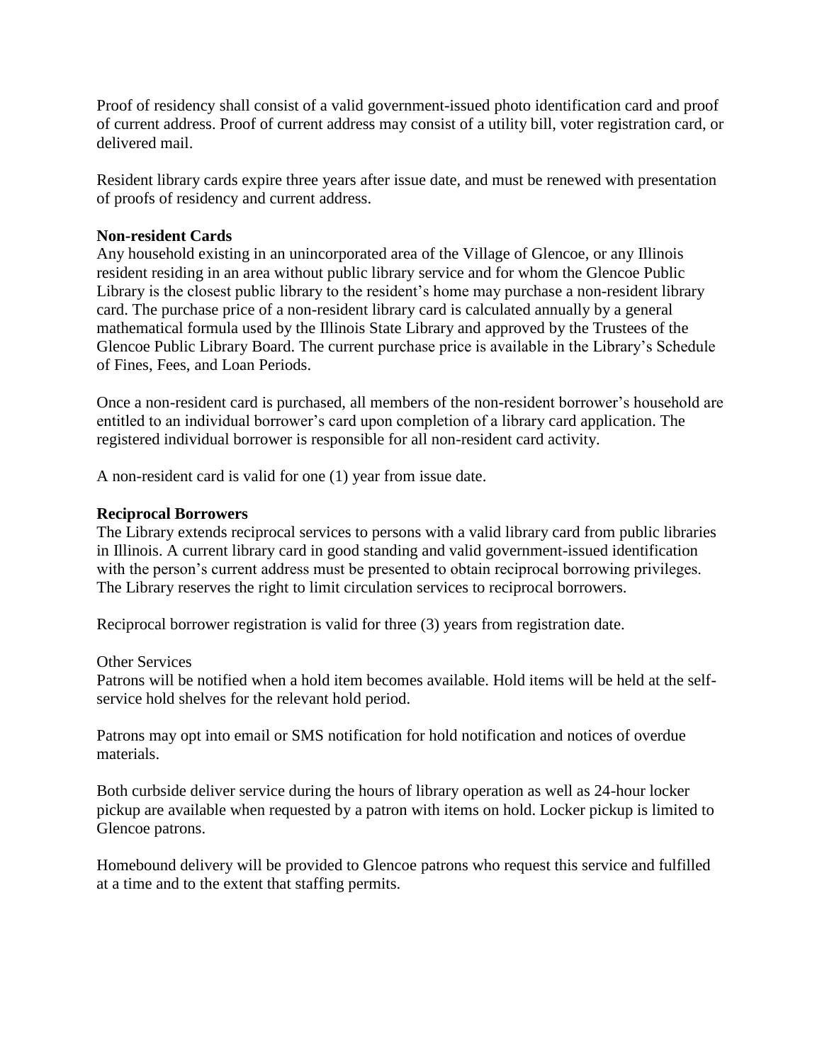Proof of residency shall consist of a valid government-issued photo identification card and proof of current address. Proof of current address may consist of a utility bill, voter registration card, or delivered mail.

Resident library cards expire three years after issue date, and must be renewed with presentation of proofs of residency and current address.

**Non-resident Cards**

Any household existing in an unincorporated area of the Village of Glencoe, or any Illinois resident residing in an area without public library service and for whom the Glencoe Public Library is the closest public library to the resident's home may purchase a non-resident library card. The purchase price of a non-resident library card is calculated annually by a general mathematical formula used by the Illinois State Library and approved by the Trustees of the Glencoe Public Library Board. The current purchase price is available in the Library's Schedule of Fines, Fees, and Loan Periods.

Once a non-resident card is purchased, all members of the non-resident borrower's household are entitled to an individual borrower's card upon completion of a library card application. The registered individual borrower is responsible for all non-resident card activity.

A non-resident card is valid for one (1) year from issue date.

**Reciprocal Borrowers**

The Library extends reciprocal services to persons with a valid library card from public libraries in Illinois. A current library card in good standing and valid government-issued identification with the person's current address must be presented to obtain reciprocal borrowing privileges. The Library reserves the right to limit circulation services to reciprocal borrowers.

Reciprocal borrower registration is valid for three (3) years from registration date.

Other Services

Patrons will be notified when a hold item becomes available. Hold items will be held at the self-service hold shelves for the relevant hold period.

Patrons may opt into email or SMS notification for hold notification and notices of overdue materials.

Both curbside deliver service during the hours of library operation as well as 24-hour locker pickup are available when requested by a patron with items on hold. Locker pickup is limited to Glencoe patrons.

Homebound delivery will be provided to Glencoe patrons who request this service and fulfilled at a time and to the extent that staffing permits.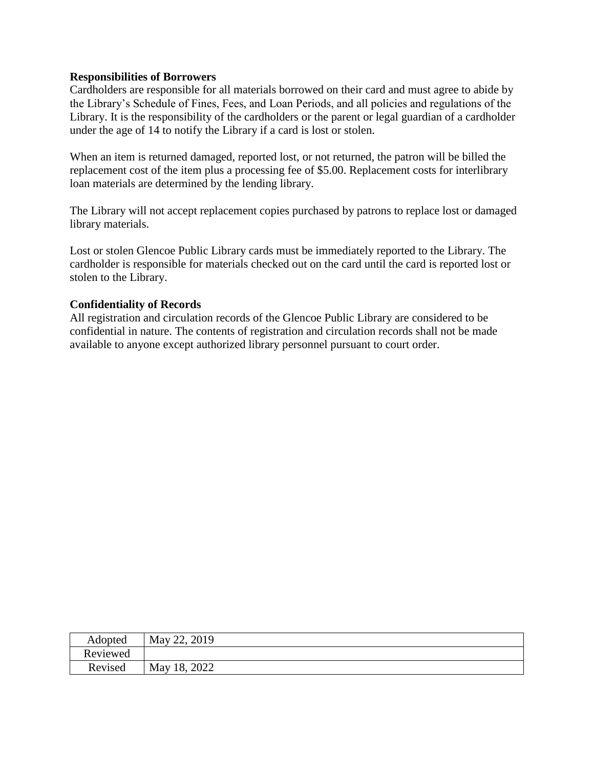**Responsibilities of Borrowers**

Cardholders are responsible for all materials borrowed on their card and must agree to abide by the Library's Schedule of Fines, Fees, and Loan Periods, and all policies and regulations of the Library. It is the responsibility of the cardholders or the parent or legal guardian of a cardholder under the age of 14 to notify the Library if a card is lost or stolen.

When an item is returned damaged, reported lost, or not returned, the patron will be billed the replacement cost of the item plus a processing fee of $5.00. Replacement costs for interlibrary loan materials are determined by the lending library.

The Library will not accept replacement copies purchased by patrons to replace lost or damaged library materials.

Lost or stolen Glencoe Public Library cards must be immediately reported to the Library. The cardholder is responsible for materials checked out on the card until the card is reported lost or stolen to the Library.

**Confidentiality of Records**

All registration and circulation records of the Glencoe Public Library are considered to be confidential in nature. The contents of registration and circulation records shall not be made available to anyone except authorized library personnel pursuant to court order.

| | |
|---|---|
| Adopted | May 22, 2019 |
| Reviewed | |
| Revised | May 18, 2022 |